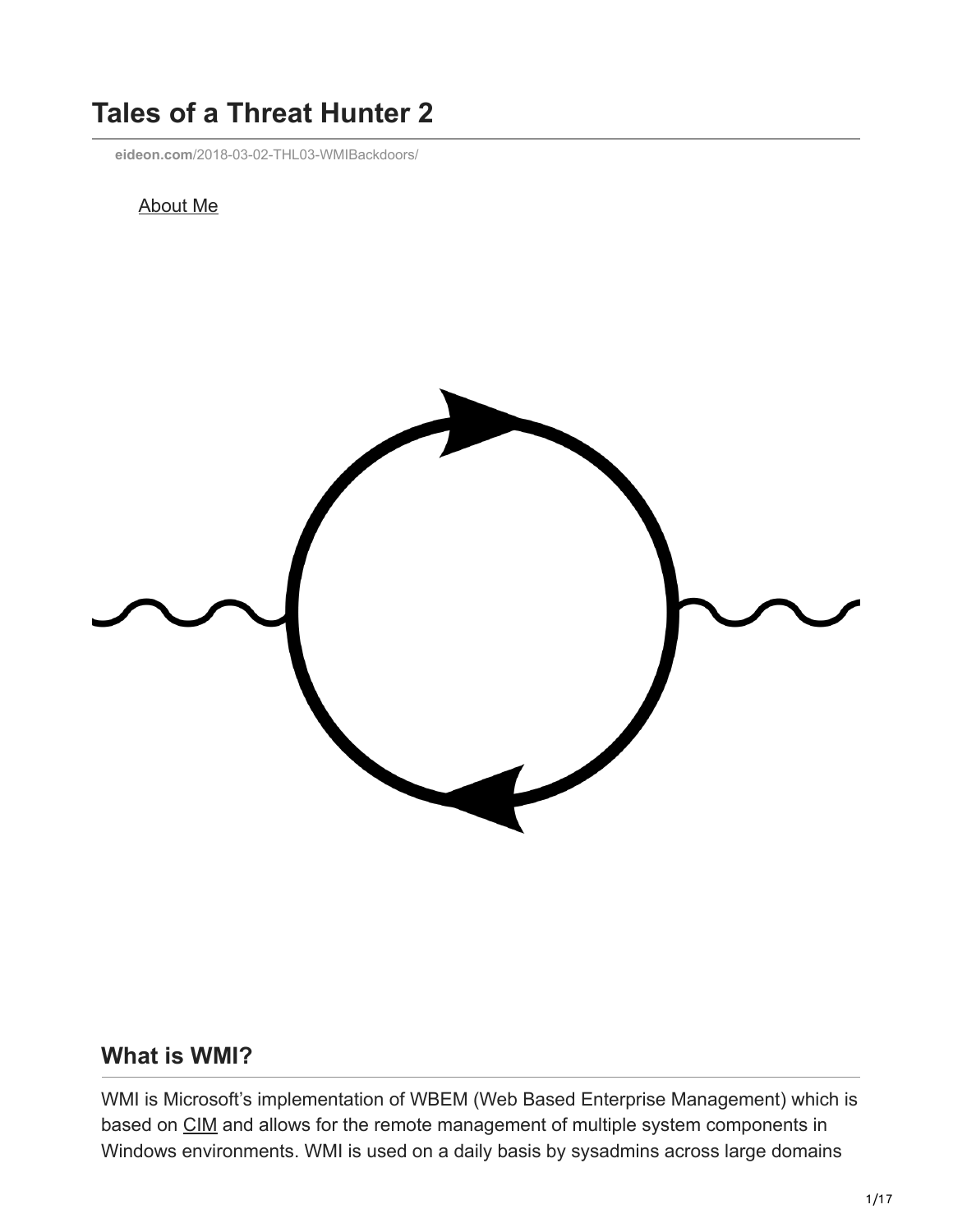# Tales of a Threat Hunter 2

eideon.com/2018-03-02-THL03-WMIBackdoors/

About Me

## What is WMI?

WMI is Microsoft's implementation of WBEM (Web Based Enterprise Management) which is based on CIM and allows for the remote management of multiple system components in Windows environments. WMI is used on a daily basis by sysadmins across large domains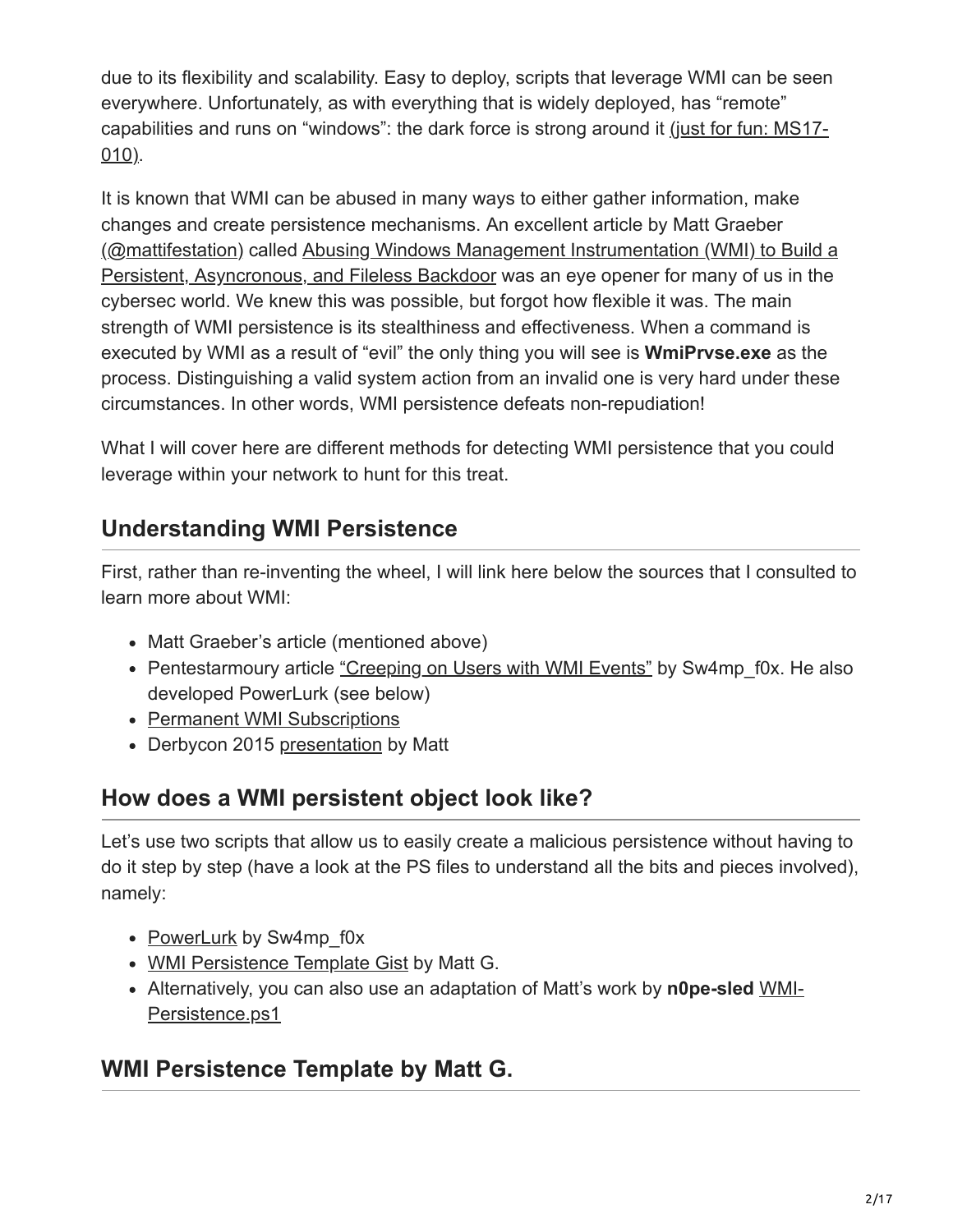due to its flexibility and scalability. Easy to deploy, scripts that leverage WMI can be seen everywhere. Unfortunately, as with everything that is widely deployed, has "remote" capabilities and runs on "windows": the dark force is strong around it (just for fun: MS17-010).

It is known that WMI can be abused in many ways to either gather information, make changes and create persistence mechanisms. An excellent article by Matt Graeber (@mattifestation) called Abusing Windows Management Instrumentation (WMI) to Build a Persistent, Asyncronous, and Fileless Backdoor was an eye opener for many of us in the cybersec world. We knew this was possible, but forgot how flexible it was. The main strength of WMI persistence is its stealthiness and effectiveness. When a command is executed by WMI as a result of "evil" the only thing you will see is **WmiPrvse.exe** as the process. Distinguishing a valid system action from an invalid one is very hard under these circumstances. In other words, WMI persistence defeats non-repudiation!

What I will cover here are different methods for detecting WMI persistence that you could leverage within your network to hunt for this treat.

## Understanding WMI Persistence

First, rather than re-inventing the wheel, I will link here below the sources that I consulted to learn more about WMI:

- Matt Graeber's article (mentioned above)
- Pentestarmoury article "Creeping on Users with WMI Events" by Sw4mp_f0x. He also developed PowerLurk (see below)
- Permanent WMI Subscriptions
- Derbycon 2015 presentation by Matt

## How does a WMI persistent object look like?

Let's use two scripts that allow us to easily create a malicious persistence without having to do it step by step (have a look at the PS files to understand all the bits and pieces involved), namely:

- PowerLurk by Sw4mp_f0x
- WMI Persistence Template Gist by Matt G.
- Alternatively, you can also use an adaptation of Matt's work by **n0pe-sled** WMI-Persistence.ps1

## WMI Persistence Template by Matt G.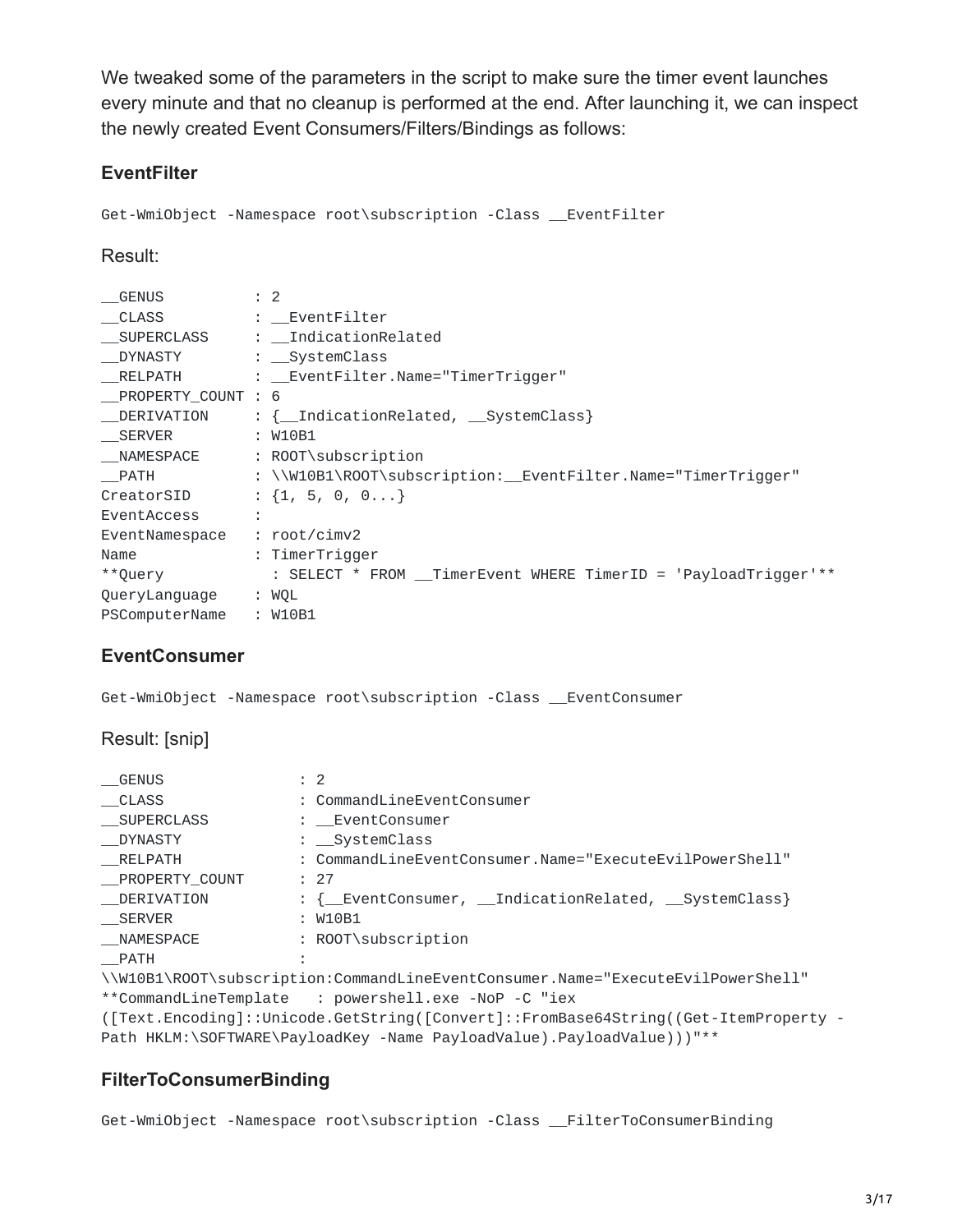We tweaked some of the parameters in the script to make sure the timer event launches every minute and that no cleanup is performed at the end. After launching it, we can inspect the newly created Event Consumers/Filters/Bindings as follows:

### EventFilter

```
Get-WmiObject -Namespace root\subscription -Class __EventFilter
```

Result:

```
__GENUS          : 2
__CLASS          : __EventFilter
__SUPERCLASS     : __IndicationRelated
__DYNASTY        : __SystemClass
__RELPATH        : __EventFilter.Name="TimerTrigger"
__PROPERTY_COUNT : 6
__DERIVATION     : {__IndicationRelated, __SystemClass}
__SERVER         : W10B1
__NAMESPACE      : ROOT\subscription
__PATH           : \\W10B1\ROOT\subscription:__EventFilter.Name="TimerTrigger"
CreatorSID       : {1, 5, 0, 0...}
EventAccess      :
EventNamespace   : root/cimv2
Name             : TimerTrigger
**Query            : SELECT * FROM __TimerEvent WHERE TimerID = 'PayloadTrigger'**
QueryLanguage    : WQL
PSComputerName   : W10B1
```

### EventConsumer

```
Get-WmiObject -Namespace root\subscription -Class __EventConsumer
```

Result: [snip]

```
__GENUS              : 2
__CLASS              : CommandLineEventConsumer
__SUPERCLASS         : __EventConsumer
__DYNASTY            : __SystemClass
__RELPATH            : CommandLineEventConsumer.Name="ExecuteEvilPowerShell"
__PROPERTY_COUNT     : 27
__DERIVATION         : {__EventConsumer, __IndicationRelated, __SystemClass}
__SERVER             : W10B1
__NAMESPACE          : ROOT\subscription
__PATH               :
\\W10B1\ROOT\subscription:CommandLineEventConsumer.Name="ExecuteEvilPowerShell"
**CommandLineTemplate   : powershell.exe -NoP -C "iex
([Text.Encoding]::Unicode.GetString([Convert]::FromBase64String((Get-ItemProperty -
Path HKLM:\SOFTWARE\PayloadKey -Name PayloadValue).PayloadValue)))"**
```

### FilterToConsumerBinding

```
Get-WmiObject -Namespace root\subscription -Class __FilterToConsumerBinding
```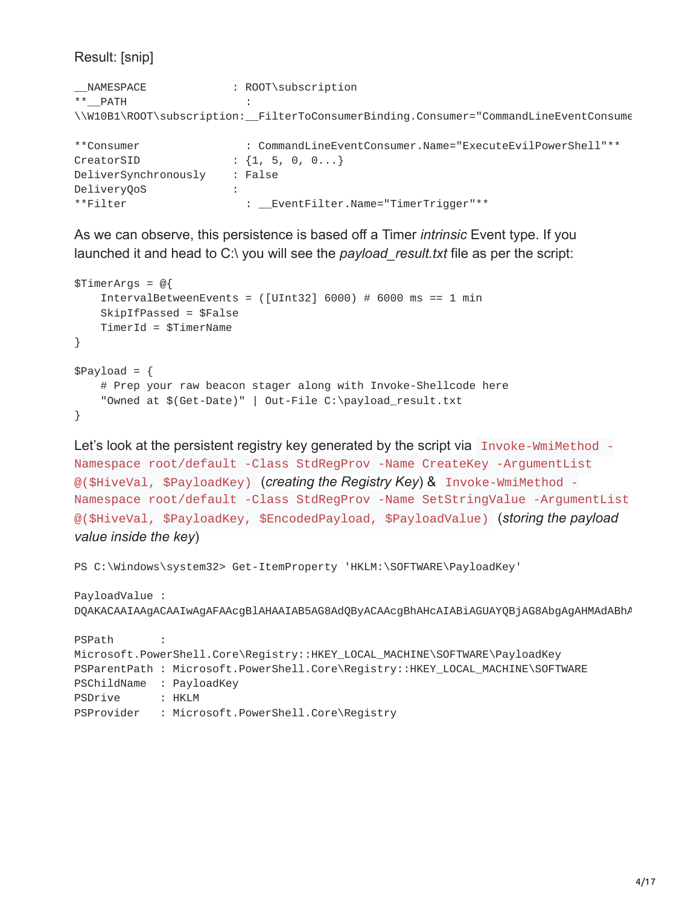Result: [snip]

```
__NAMESPACE             : ROOT\subscription
**__PATH                 :
\\W10B1\ROOT\subscription:__FilterToConsumerBinding.Consumer="CommandLineEventConsume

**Consumer                : CommandLineEventConsumer.Name="ExecuteEvilPowerShell"**
CreatorSID              : {1, 5, 0, 0...}
DeliverSynchronously    : False
DeliveryQoS             :
**Filter                  : __EventFilter.Name="TimerTrigger"**
```

As we can observe, this persistence is based off a Timer *intrinsic* Event type. If you launched it and head to C:\ you will see the *payload_result.txt* file as per the script:

```
$TimerArgs = @{
    IntervalBetweenEvents = ([UInt32] 6000) # 6000 ms == 1 min
    SkipIfPassed = $False
    TimerId = $TimerName
}

$Payload = {
    # Prep your raw beacon stager along with Invoke-Shellcode here
    "Owned at $(Get-Date)" | Out-File C:\payload_result.txt
}
```

Let's look at the persistent registry key generated by the script via `Invoke-WmiMethod -Namespace root/default -Class StdRegProv -Name CreateKey -ArgumentList @($HiveVal, $PayloadKey)` (*creating the Registry Key*) & `Invoke-WmiMethod -Namespace root/default -Class StdRegProv -Name SetStringValue -ArgumentList @($HiveVal, $PayloadKey, $EncodedPayload, $PayloadValue)` (*storing the payload value inside the key*)

```
PS C:\Windows\system32> Get-ItemProperty 'HKLM:\SOFTWARE\PayloadKey'

PayloadValue :
DQAKACAAIAAgACAAIwAgAFAAcgBlAHAAIAB5AG8AdQByACAAcgBhAHcAIABiAGUAYQBjAG8AbgAgAHMAdABhA

PSPath       :
Microsoft.PowerShell.Core\Registry::HKEY_LOCAL_MACHINE\SOFTWARE\PayloadKey
PSParentPath : Microsoft.PowerShell.Core\Registry::HKEY_LOCAL_MACHINE\SOFTWARE
PSChildName  : PayloadKey
PSDrive      : HKLM
PSProvider   : Microsoft.PowerShell.Core\Registry
```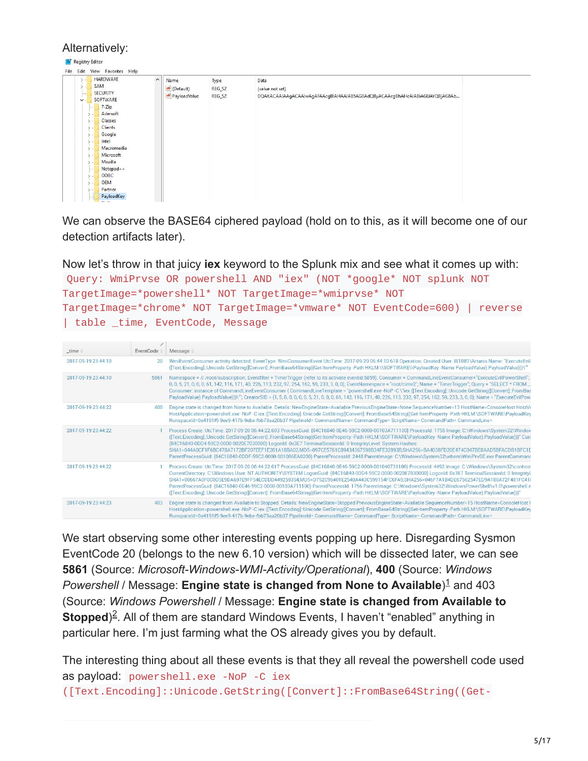Alternatively:

| Name | Type | Data |
|---|---|---|
| (Default) | REG_SZ | (value not set) |
| PayloadValue | REG_SZ | DQAKACAAIAAgACAAIwAgAFAAcgBIAHAAIAB5AG8AdQByACAAcgBhAHcAIABiAGUAYQBjAG8Ab... |

We can observe the BASE64 ciphered payload (hold on to this, as it will become one of our detection artifacts later).

Now let's throw in that juicy **iex** keyword to the Splunk mix and see what it comes up with: `Query: WmiPrvse OR powershell AND "iex" (NOT *google* NOT splunk NOT TargetImage=*powershell* NOT TargetImage=*wmiprvse* NOT TargetImage=*chrome* NOT TargetImage=*vmware* NOT EventCode=600) | reverse | table _time, EventCode, Message`

| _time | EventCode | Message |
|---|---|---|
| 2017-09-19 23:44:10 | 20 | WmiEventConsumer activity detected: EventType: WmiConsumerEvent UtcTime: 2017-09-20 06:44:10.618 Operation: Created User: W10B1\Artanis Name: "ExecuteEvil ([Text.Encoding]::Unicode.GetString([Convert]::FromBase64String((Get-ItemProperty -Path HKLM:\SOFTWARE\\PayloadKey -Name PayloadValue).PayloadValue)))\"" |
| 2017-09-19 23:44:10 | 5861 | Namespace = //./root/subscription; Eventfilter = TimerTrigger (refer to its activate eventid:5859); Consumer = CommandLineEventConsumer="ExecuteEvilPowerShell"; 0, 0, 5, 21, 0, 0, 0, 61, 142, 116, 171, 40, 226, 113, 232, 97, 254, 162, 59, 233, 3, 0, 0}; EventNamespace = "root/cimv2"; Name = "TimerTrigger"; Query = "SELECT * FROM ... Consumer: instance of CommandLineEventConsumer { CommandLineTemplate = "powershell.exe -NoP -C \"iex ([Text.Encoding]::Unicode.GetString([Convert]::FromBas PayloadValue).PayloadValue)))\""; CreatorSID = {1, 5, 0, 0, 0, 0, 0, 5, 21, 0, 0, 0, 61, 142, 116, 171, 40, 226, 113, 232, 97, 254, 162, 59, 233, 3, 0, 0}; Name = "ExecuteEvilPow |
| 2017-09-19 23:44:22 | 400 | Engine state is changed from None to Available. Details: NewEngineState=Available PreviousEngineState=None SequenceNumber=13 HostName=ConsoleHost HostV HostApplication=powershell.exe -NoP -C iex ([Text.Encoding]::Unicode.GetString([Convert]::FromBase64String((Get-ItemProperty -Path HKLM:\SOFTWARE\PayloadKey RunspaceId=0a4191f5-9ee9-417b-9ebe-fbb73aa20b37 PipelineId= CommandName= CommandType= ScriptName= CommandPath= CommandLine= |
| 2017-09-19 23:44:22 | 1 | Process Create: UtcTime: 2017-09-20 06:44:22.603 ProcessGuid: {84C16840-0E46-59C2-0000-00103A711100} ProcessId: 1756 Image: C:\Windows\System32\Window ([Text.Encoding]::Unicode.GetString([Convert]::FromBase64String((Get-ItemProperty -Path HKLM:\SOFTWARE\PayloadKey -Name PayloadValue).PayloadValue)))" Curr {84C16840-0DD4-59C2-0000-0020E7030000} LogonId: 0x3E7 TerminalSessionId: 0 IntegrityLevel: System Hashes: SHA1=044A0CF1F6BC478A7172BF207EEF1E201A18BA02,MD5=097CE5761C89434367598B34FE32893B,SHA256=BA4038FD20E474C047BE8AAD5BFACDB1BFC1D ParentProcessGuid: {84C16840-0DDF-59C2-0000-001086EA0200} ParentProcessId: 2448 ParentImage: C:\Windows\System32\wbem\WmiPrvSE.exe ParentCommand |
| 2017-09-19 23:44:22 | 1 | Process Create: UtcTime: 2017-09-20 06:44:22.617 ProcessGuid: {84C16840-0E46-59C2-0000-001040731100} ProcessId: 4492 Image: C:\Windows\System32\conhost CurrentDirectory: C:\Windows User: NT AUTHORITY\SYSTEM LogonGuid: {84C16840-0DD4-59C2-0000-0020E7030000} LogonId: 0x3E7 TerminalSessionId: 0 Integrity SHA1=00667A0F0C0D5E9DA697E9FF54ECDDD449259354,MD5=D752C96401E2540A443C599154FC6FA9,SHA256=046F7A1B4DE67562547ED9A180A72F481FC41 ParentProcessGuid: {84C16840-0E46-59C2-0000-00103A711100} ParentProcessId: 1756 ParentImage: C:\Windows\System32\WindowsPowerShell\v1.0\powershell.e ([Text.Encoding]::Unicode.GetString([Convert]::FromBase64String((Get-ItemProperty -Path HKLM:\SOFTWARE\PayloadKey -Name PayloadValue).PayloadValue)))" |
| 2017-09-19 23:44:23 | 403 | Engine state is changed from Available to Stopped. Details: NewEngineState=Stopped PreviousEngineState=Available SequenceNumber=15 HostName=ConsoleHost HostApplication=powershell.exe -NoP -C iex ([Text.Encoding]::Unicode.GetString([Convert]::FromBase64String((Get-ItemProperty -Path HKLM:\SOFTWARE\PayloadKey RunspaceId=0a4191f5-9ee9-417b-9ebe-fbb73aa20b37 PipelineId= CommandName= CommandType= ScriptName= CommandPath= CommandLine= |

We start observing some other interesting events popping up here. Disregarding Sysmon EventCode 20 (belongs to the new 6.10 version) which will be dissected later, we can see **5861** (Source: *Microsoft-Windows-WMI-Activity/Operational*), **400** (Source: *Windows Powershell* / Message: **Engine state is changed from None to Available**)[1] and 403 (Source: *Windows Powershell* / Message: **Engine state is changed from Available to Stopped**)[2]. All of them are standard Windows Events, I haven't "enabled" anything in particular here. I'm just farming what the OS already gives you by default.

The interesting thing about all these events is that they all reveal the powershell code used as payload: `powershell.exe -NoP -C iex ([Text.Encoding]::Unicode.GetString([Convert]::FromBase64String((Get-`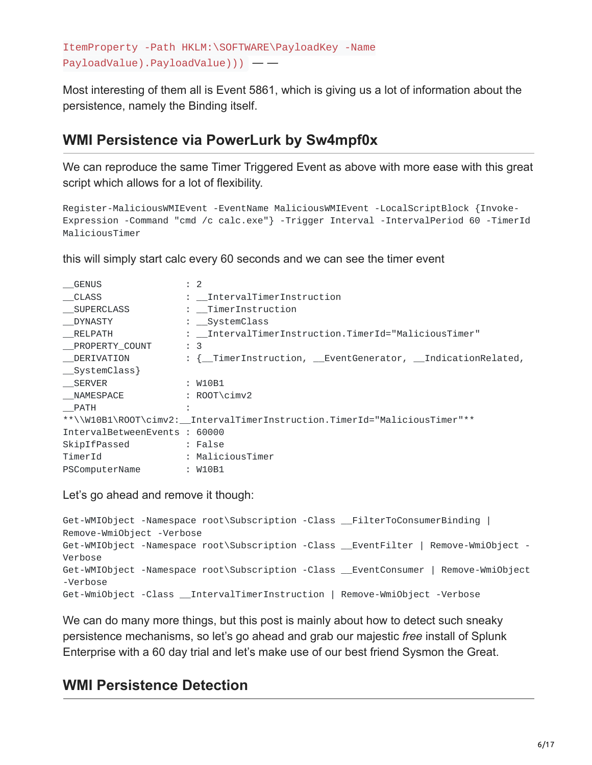`ItemProperty -Path HKLM:\SOFTWARE\PayloadKey -Name PayloadValue).PayloadValue)))` — —

Most interesting of them all is Event 5861, which is giving us a lot of information about the persistence, namely the Binding itself.

## WMI Persistence via PowerLurk by Sw4mpf0x

We can reproduce the same Timer Triggered Event as above with more ease with this great script which allows for a lot of flexibility.

```
Register-MaliciousWMIEvent -EventName MaliciousWMIEvent -LocalScriptBlock {Invoke-Expression -Command "cmd /c calc.exe"} -Trigger Interval -IntervalPeriod 60 -TimerId MaliciousTimer
```

this will simply start calc every 60 seconds and we can see the timer event

```
__GENUS              : 2
__CLASS              : __IntervalTimerInstruction
__SUPERCLASS         : __TimerInstruction
__DYNASTY            : __SystemClass
__RELPATH            : __IntervalTimerInstruction.TimerId="MaliciousTimer"
__PROPERTY_COUNT     : 3
__DERIVATION         : {__TimerInstruction, __EventGenerator, __IndicationRelated,
__SystemClass}
__SERVER             : W10B1
__NAMESPACE          : ROOT\cimv2
__PATH               :
**\\W10B1\ROOT\cimv2:__IntervalTimerInstruction.TimerId="MaliciousTimer"**
IntervalBetweenEvents : 60000
SkipIfPassed         : False
TimerId              : MaliciousTimer
PSComputerName       : W10B1
```

Let's go ahead and remove it though:

```
Get-WMIObject -Namespace root\Subscription -Class __FilterToConsumerBinding |
Remove-WmiObject -Verbose
Get-WMIObject -Namespace root\Subscription -Class __EventFilter | Remove-WmiObject -
Verbose
Get-WMIObject -Namespace root\Subscription -Class __EventConsumer | Remove-WmiObject
-Verbose
Get-WmiObject -Class __IntervalTimerInstruction | Remove-WmiObject -Verbose
```

We can do many more things, but this post is mainly about how to detect such sneaky persistence mechanisms, so let's go ahead and grab our majestic *free* install of Splunk Enterprise with a 60 day trial and let's make use of our best friend Sysmon the Great.

## WMI Persistence Detection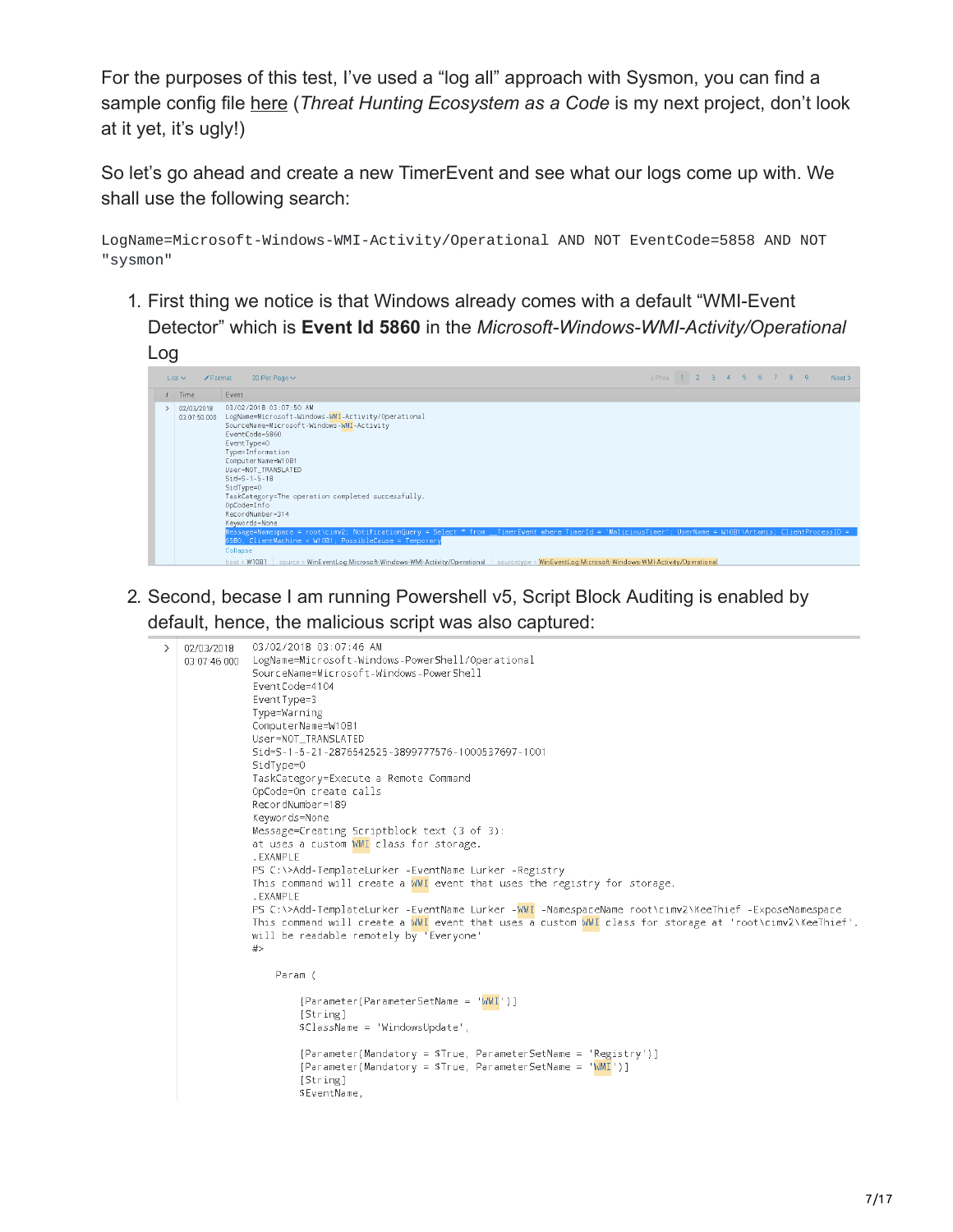For the purposes of this test, I've used a "log all" approach with Sysmon, you can find a sample config file here (*Threat Hunting Ecosystem as a Code* is my next project, don't look at it yet, it's ugly!)

So let's go ahead and create a new TimerEvent and see what our logs come up with. We shall use the following search:

```
LogName=Microsoft-Windows-WMI-Activity/Operational AND NOT EventCode=5858 AND NOT "sysmon"
```

1. First thing we notice is that Windows already comes with a default "WMI-Event Detector" which is **Event Id 5860** in the *Microsoft-Windows-WMI-Activity/Operational* Log

```
List   Format   20 Per Page                                              < Prev  1  2  3  4  5  6  7  8  9  ...  Next >
i   Time                   Event
>   02/03/2018             03/02/2018 03:07:50 AM
    03:07:50.000           LogName=Microsoft-Windows-WMI-Activity/Operational
                           SourceName=Microsoft-Windows-WMI-Activity
                           EventCode=5860
                           EventType=0
                           Type=Information
                           ComputerName=W10B1
                           User=NOT_TRANSLATED
                           Sid=S-1-5-18
                           SidType=0
                           TaskCategory=The operation completed successfully.
                           OpCode=Info
                           RecordNumber=314
                           Keywords=None
                           Message=Namespace = root\cimv2; NotificationQuery = Select * from __TimerEvent where TimerId = 'MaliciousTimer'; UserName = W10B1\Artanis; ClientProcessID =
                           6580; ClientMachine = W10B1; PossibleCause = Temporary
                           Collapse
                           host = W10B1   source = WinEventLog:Microsoft-Windows-WMI-Activity/Operational   sourcetype = WinEventLog:Microsoft-Windows-WMI-Activity/Operational
```

2. Second, becase I am running Powershell v5, Script Block Auditing is enabled by default, hence, the malicious script was also captured:

```
>   02/03/2018       03/02/2018 03:07:46 AM
    03:07:46.000     LogName=Microsoft-Windows-PowerShell/Operational
                     SourceName=Microsoft-Windows-PowerShell
                     EventCode=4104
                     EventType=3
                     Type=Warning
                     ComputerName=W10B1
                     User=NOT_TRANSLATED
                     Sid=S-1-5-21-2876542525-3899777576-1000537697-1001
                     SidType=0
                     TaskCategory=Execute a Remote Command
                     OpCode=On create calls
                     RecordNumber=189
                     Keywords=None
                     Message=Creating Scriptblock text (3 of 3):
                     at uses a custom WMI class for storage.
                     .EXAMPLE
                     PS C:\>Add-TemplateLurker -EventName Lurker -Registry
                     This command will create a WMI event that uses the registry for storage.
                     .EXAMPLE
                     PS C:\>Add-TemplateLurker -EventName Lurker -WMI -NamespaceName root\cimv2\KeeThief -ExposeNamespace
                     This command will create a WMI event that uses a custom WMI class for storage at 'root\cimv2\KeeThief'.
                     will be readable remotely by 'Everyone'
                     #>

                         Param (

                             [Parameter(ParameterSetName = 'WMI')]
                             [String]
                             $ClassName = 'WindowsUpdate',

                             [Parameter(Mandatory = $True, ParameterSetName = 'Registry')]
                             [Parameter(Mandatory = $True, ParameterSetName = 'WMI')]
                             [String]
                             $EventName,
```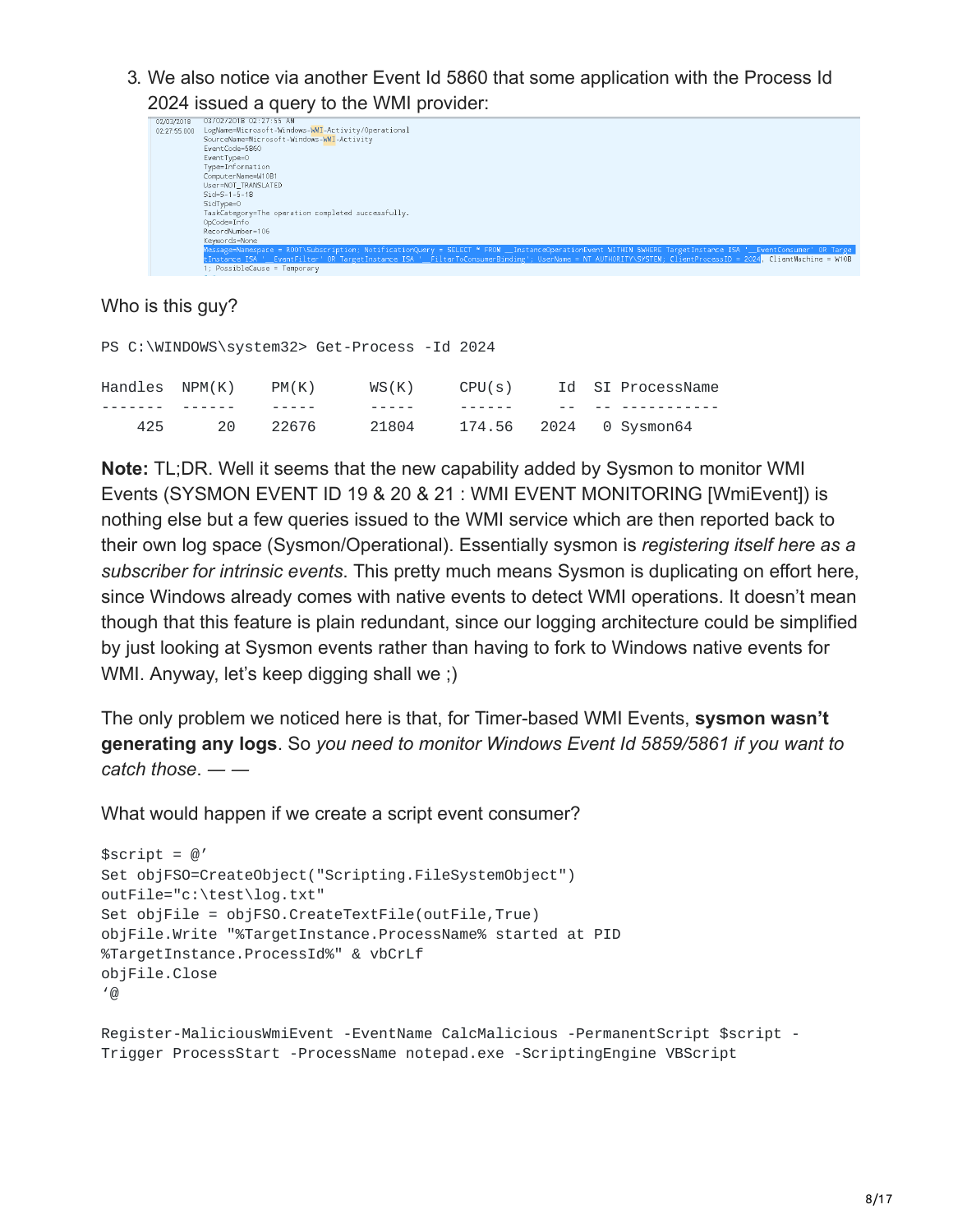3. We also notice via another Event Id 5860 that some application with the Process Id 2024 issued a query to the WMI provider:

```
02/03/2018    03/02/2018 02:27:55 AM
02:27:55.000  LogName=Microsoft-Windows-WMI-Activity/Operational
              SourceName=Microsoft-Windows-WMI-Activity
              EventCode=5860
              EventType=0
              Type=Information
              ComputerName=W10B1
              User=NOT_TRANSLATED
              Sid=S-1-5-18
              SidType=0
              TaskCategory=The operation completed successfully.
              OpCode=Info
              RecordNumber=106
              Keywords=None
              Message=Namespace = ROOT\Subscription; NotificationQuery = SELECT * FROM __InstanceOperationEvent WITHIN 5WHERE TargetInstance ISA '__EventConsumer' OR TargetInstance ISA '__EventFilter' OR TargetInstance ISA '__FilterToConsumerBinding'; UserName = NT AUTHORITY\SYSTEM; ClientProcessID = 2024; ClientMachine = W10B1; PossibleCause = Temporary
```

Who is this guy?

```
PS C:\WINDOWS\system32> Get-Process -Id 2024

Handles  NPM(K)    PM(K)      WS(K)     CPU(s)     Id  SI ProcessName
-------  ------    -----      -----     ------     --  -- -----------
    425      20    22676      21804     174.56   2024   0 Sysmon64
```

**Note:** TL;DR. Well it seems that the new capability added by Sysmon to monitor WMI Events (SYSMON EVENT ID 19 & 20 & 21 : WMI EVENT MONITORING [WmiEvent]) is nothing else but a few queries issued to the WMI service which are then reported back to their own log space (Sysmon/Operational). Essentially sysmon is *registering itself here as a subscriber for intrinsic events*. This pretty much means Sysmon is duplicating on effort here, since Windows already comes with native events to detect WMI operations. It doesn't mean though that this feature is plain redundant, since our logging architecture could be simplified by just looking at Sysmon events rather than having to fork to Windows native events for WMI. Anyway, let's keep digging shall we ;)

The only problem we noticed here is that, for Timer-based WMI Events, **sysmon wasn't generating any logs**. So *you need to monitor Windows Event Id 5859/5861 if you want to catch those*. — —

What would happen if we create a script event consumer?

```
$script = @'
Set objFSO=CreateObject("Scripting.FileSystemObject")
outFile="c:\test\log.txt"
Set objFile = objFSO.CreateTextFile(outFile,True)
objFile.Write "%TargetInstance.ProcessName% started at PID
%TargetInstance.ProcessId%" & vbCrLf
objFile.Close
'@

Register-MaliciousWmiEvent -EventName CalcMalicious -PermanentScript $script -
Trigger ProcessStart -ProcessName notepad.exe -ScriptingEngine VBScript
```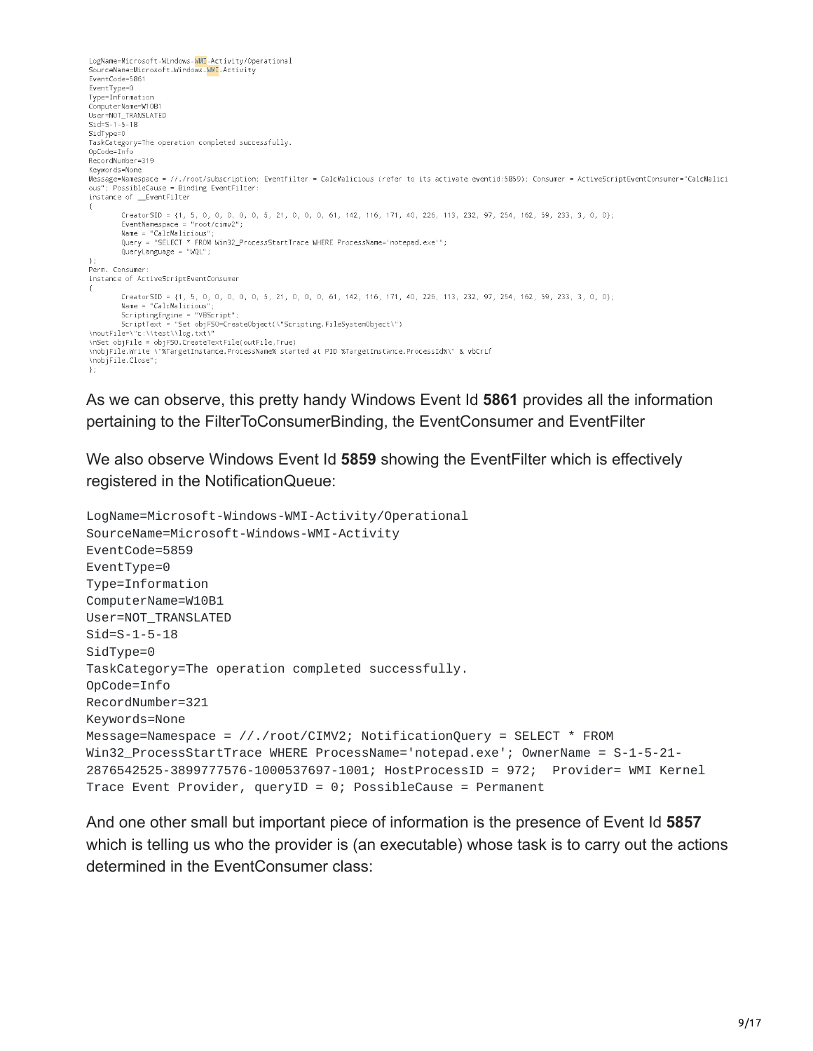```
LogName=Microsoft-Windows-WMI-Activity/Operational
SourceName=Microsoft-Windows-WMI-Activity
EventCode=5861
EventType=0
Type=Information
ComputerName=W10B1
User=NOT_TRANSLATED
Sid=S-1-5-18
SidType=0
TaskCategory=The operation completed successfully.
OpCode=Info
RecordNumber=319
Keywords=None
Message=Namespace = //./root/subscription; Eventfilter = CalcMalicious (refer to its activate eventid:5859); Consumer = ActiveScriptEventConsumer="CalcMalicious"; PossibleCause = Binding EventFilter:
instance of __EventFilter
{
        CreatorSID = {1, 5, 0, 0, 0, 0, 0, 5, 21, 0, 0, 0, 61, 142, 116, 171, 40, 226, 113, 232, 97, 254, 162, 59, 233, 3, 0, 0};
        EventNamespace = "root/cimv2";
        Name = "CalcMalicious";
        Query = "SELECT * FROM Win32_ProcessStartTrace WHERE ProcessName='notepad.exe'";
        QueryLanguage = "WQL";
};
Perm. Consumer:
instance of ActiveScriptEventConsumer
{
        CreatorSID = {1, 5, 0, 0, 0, 0, 0, 5, 21, 0, 0, 0, 61, 142, 116, 171, 40, 226, 113, 232, 97, 254, 162, 59, 233, 3, 0, 0};
        Name = "CalcMalicious";
        ScriptingEngine = "VBScript";
        ScriptText = "Set objFSO=CreateObject(\"Scripting.FileSystemObject\")
\noutFile=\"c:\\test\\log.txt\"
\nSet objFile = objFSO.CreateTextFile(outFile,True)
\nobjFile.Write \"%TargetInstance.ProcessName% started at PID %TargetInstance.ProcessId%\" & vbCrLf
\nobjFile.Close";
};
```

As we can observe, this pretty handy Windows Event Id **5861** provides all the information pertaining to the FilterToConsumerBinding, the EventConsumer and EventFilter

We also observe Windows Event Id **5859** showing the EventFilter which is effectively registered in the NotificationQueue:

```
LogName=Microsoft-Windows-WMI-Activity/Operational
SourceName=Microsoft-Windows-WMI-Activity
EventCode=5859
EventType=0
Type=Information
ComputerName=W10B1
User=NOT_TRANSLATED
Sid=S-1-5-18
SidType=0
TaskCategory=The operation completed successfully.
OpCode=Info
RecordNumber=321
Keywords=None
Message=Namespace = //./root/CIMV2; NotificationQuery = SELECT * FROM
Win32_ProcessStartTrace WHERE ProcessName='notepad.exe'; OwnerName = S-1-5-21-
2876542525-3899777576-1000537697-1001; HostProcessID = 972;  Provider= WMI Kernel
Trace Event Provider, queryID = 0; PossibleCause = Permanent
```

And one other small but important piece of information is the presence of Event Id **5857** which is telling us who the provider is (an executable) whose task is to carry out the actions determined in the EventConsumer class: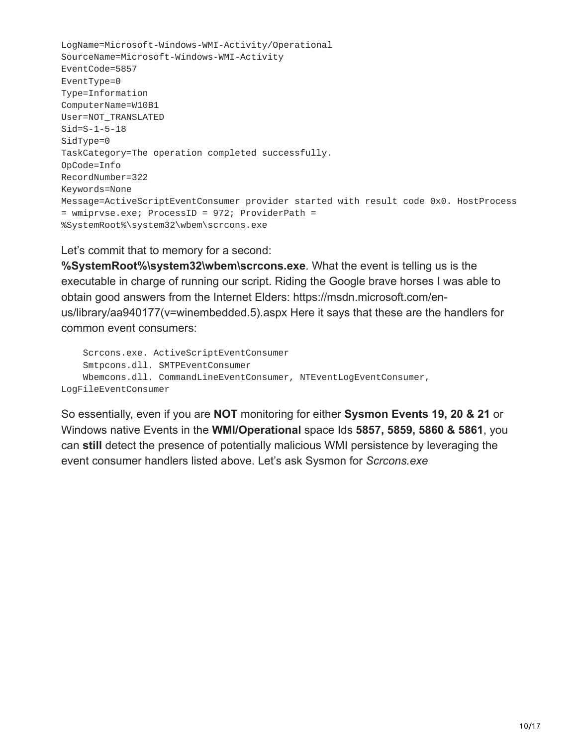```
LogName=Microsoft-Windows-WMI-Activity/Operational
SourceName=Microsoft-Windows-WMI-Activity
EventCode=5857
EventType=0
Type=Information
ComputerName=W10B1
User=NOT_TRANSLATED
Sid=S-1-5-18
SidType=0
TaskCategory=The operation completed successfully.
OpCode=Info
RecordNumber=322
Keywords=None
Message=ActiveScriptEventConsumer provider started with result code 0x0. HostProcess
= wmiprvse.exe; ProcessID = 972; ProviderPath =
%SystemRoot%\system32\wbem\scrcons.exe
```

Let's commit that to memory for a second:
**%SystemRoot%\system32\wbem\scrcons.exe**. What the event is telling us is the executable in charge of running our script. Riding the Google brave horses I was able to obtain good answers from the Internet Elders: https://msdn.microsoft.com/en-us/library/aa940177(v=winembedded.5).aspx Here it says that these are the handlers for common event consumers:

```
    Scrcons.exe. ActiveScriptEventConsumer
    Smtpcons.dll. SMTPEventConsumer
    Wbemcons.dll. CommandLineEventConsumer, NTEventLogEventConsumer,
LogFileEventConsumer
```

So essentially, even if you are **NOT** monitoring for either **Sysmon Events 19, 20 & 21** or Windows native Events in the **WMI/Operational** space Ids **5857, 5859, 5860 & 5861**, you can **still** detect the presence of potentially malicious WMI persistence by leveraging the event consumer handlers listed above. Let's ask Sysmon for *Scrcons.exe*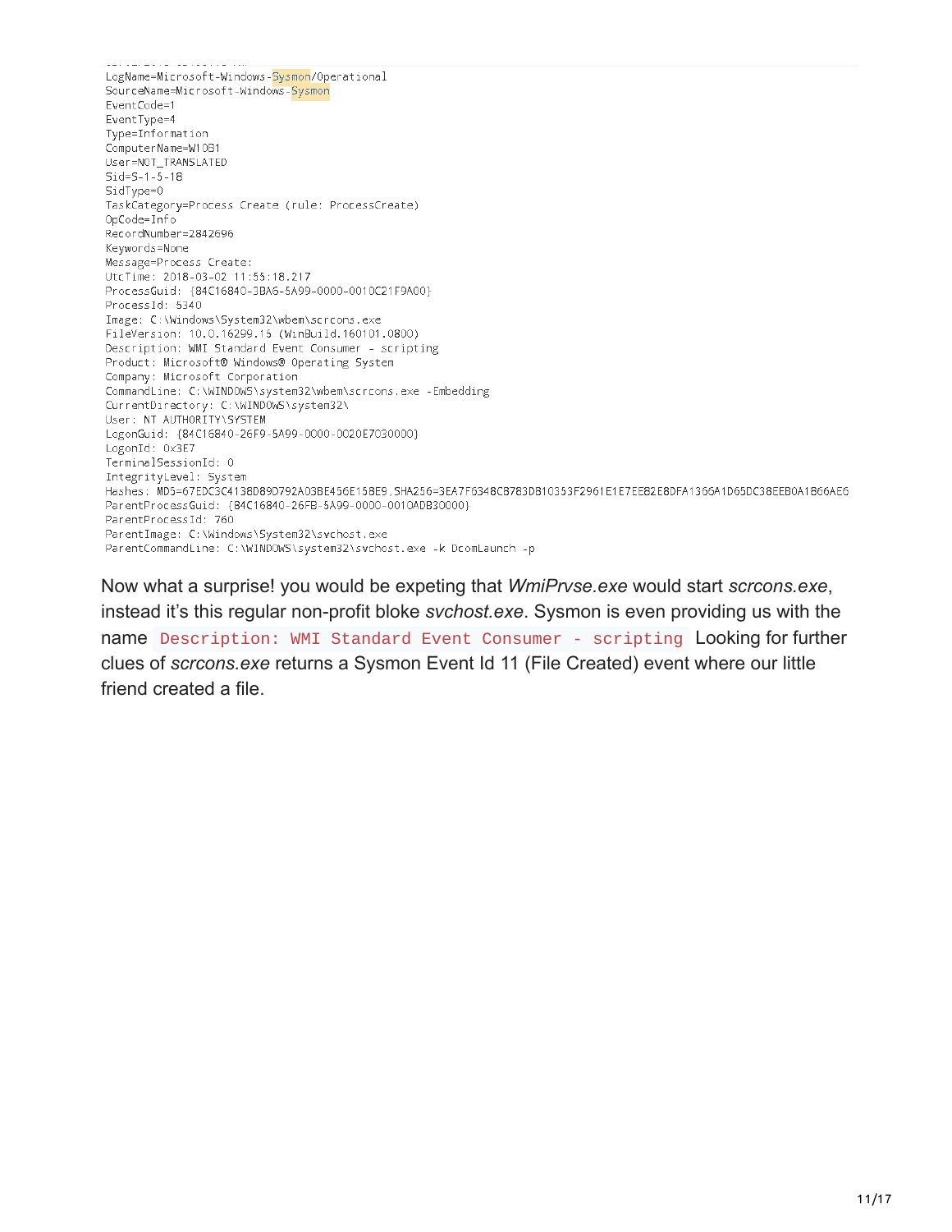```
LogName=Microsoft-Windows-Sysmon/Operational
SourceName=Microsoft-Windows-Sysmon
EventCode=1
EventType=4
Type=Information
ComputerName=W10B1
User=NOT_TRANSLATED
Sid=S-1-5-18
SidType=0
TaskCategory=Process Create (rule: ProcessCreate)
OpCode=Info
RecordNumber=2842696
Keywords=None
Message=Process Create:
UtcTime: 2018-03-02 11:55:18.217
ProcessGuid: {84C16840-3BA6-5A99-0000-0010C21F9A00}
ProcessId: 5340
Image: C:\Windows\System32\wbem\scrcons.exe
FileVersion: 10.0.16299.15 (WinBuild.160101.0800)
Description: WMI Standard Event Consumer - scripting
Product: Microsoft® Windows® Operating System
Company: Microsoft Corporation
CommandLine: C:\WINDOWS\system32\wbem\scrcons.exe -Embedding
CurrentDirectory: C:\WINDOWS\system32\
User: NT AUTHORITY\SYSTEM
LogonGuid: {84C16840-26F9-5A99-0000-0020E7030000}
LogonId: 0x3E7
TerminalSessionId: 0
IntegrityLevel: System
Hashes: MD5=67EDC3C4138D89D792A03BE456E15BE9,SHA256=3EA7F6348C8783D810353F2961E1E7EE82E8DFA1366A1D65DC38EEB0A1866AE6
ParentProcessGuid: {84C16840-26FB-5A99-0000-0010ADB30000}
ParentProcessId: 760
ParentImage: C:\Windows\System32\svchost.exe
ParentCommandLine: C:\WINDOWS\system32\svchost.exe -k DcomLaunch -p
```

Now what a surprise! you would be expeting that *WmiPrvse.exe* would start *scrcons.exe*, instead it's this regular non-profit bloke *svchost.exe*. Sysmon is even providing us with the name `Description: WMI Standard Event Consumer - scripting` Looking for further clues of *scrcons.exe* returns a Sysmon Event Id 11 (File Created) event where our little friend created a file.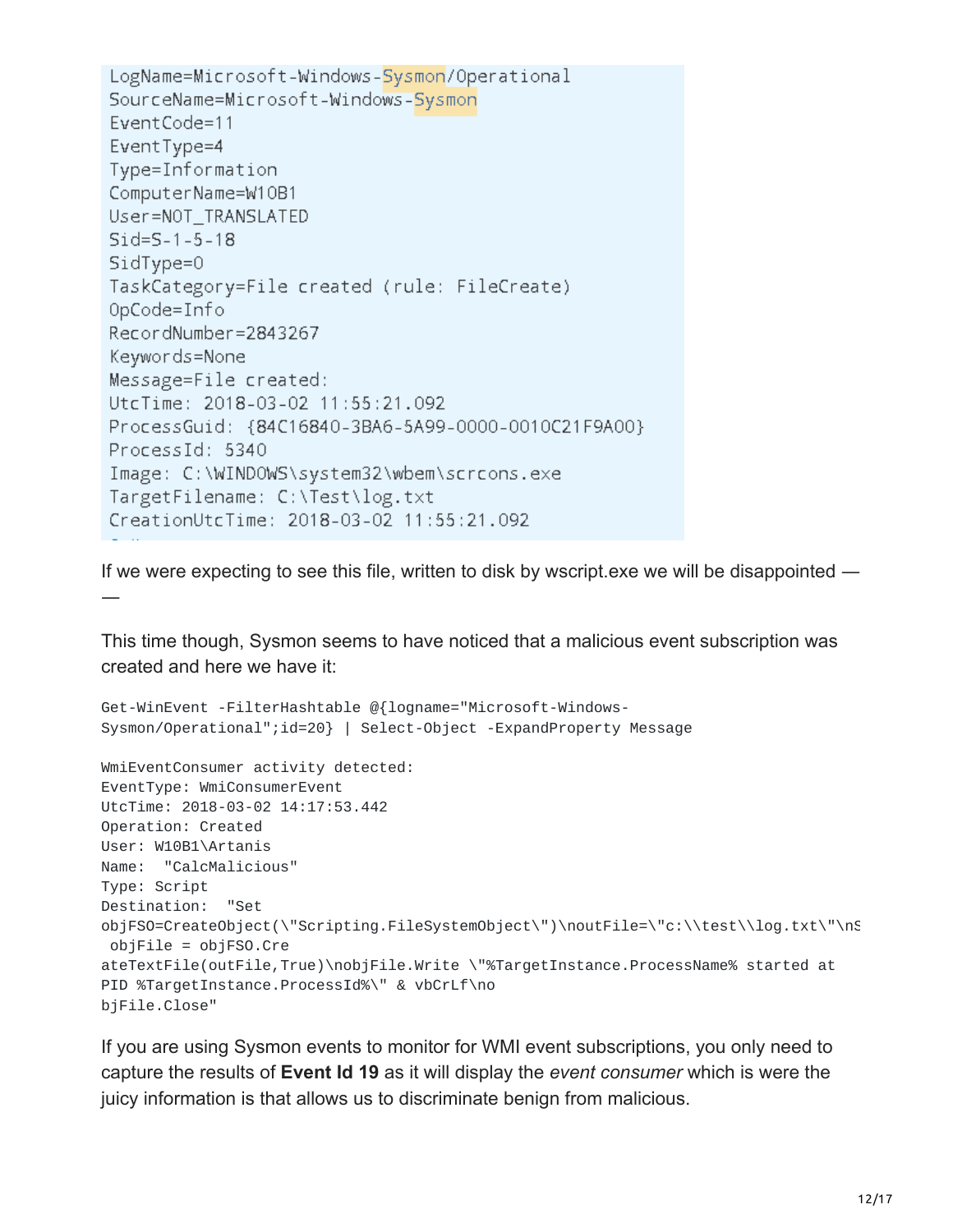```
LogName=Microsoft-Windows-Sysmon/Operational
SourceName=Microsoft-Windows-Sysmon
EventCode=11
EventType=4
Type=Information
ComputerName=W10B1
User=NOT_TRANSLATED
Sid=S-1-5-18
SidType=0
TaskCategory=File created (rule: FileCreate)
OpCode=Info
RecordNumber=2843267
Keywords=None
Message=File created:
UtcTime: 2018-03-02 11:55:21.092
ProcessGuid: {84C16840-3BA6-5A99-0000-0010C21F9A00}
ProcessId: 5340
Image: C:\WINDOWS\system32\wbem\scrcons.exe
TargetFilename: C:\Test\log.txt
CreationUtcTime: 2018-03-02 11:55:21.092
```

If we were expecting to see this file, written to disk by wscript.exe we will be disappointed ——

This time though, Sysmon seems to have noticed that a malicious event subscription was created and here we have it:

```
Get-WinEvent -FilterHashtable @{logname="Microsoft-Windows-
Sysmon/Operational";id=20} | Select-Object -ExpandProperty Message

WmiEventConsumer activity detected:
EventType: WmiConsumerEvent
UtcTime: 2018-03-02 14:17:53.442
Operation: Created
User: W10B1\Artanis
Name:  "CalcMalicious"
Type: Script
Destination:  "Set
objFSO=CreateObject(\"Scripting.FileSystemObject\")\noutFile=\"c:\\test\\log.txt\"\nS
 objFile = objFSO.Cre
ateTextFile(outFile,True)\nobjFile.Write \"%TargetInstance.ProcessName% started at
PID %TargetInstance.ProcessId%\" & vbCrLf\no
bjFile.Close"
```

If you are using Sysmon events to monitor for WMI event subscriptions, you only need to capture the results of **Event Id 19** as it will display the *event consumer* which is were the juicy information is that allows us to discriminate benign from malicious.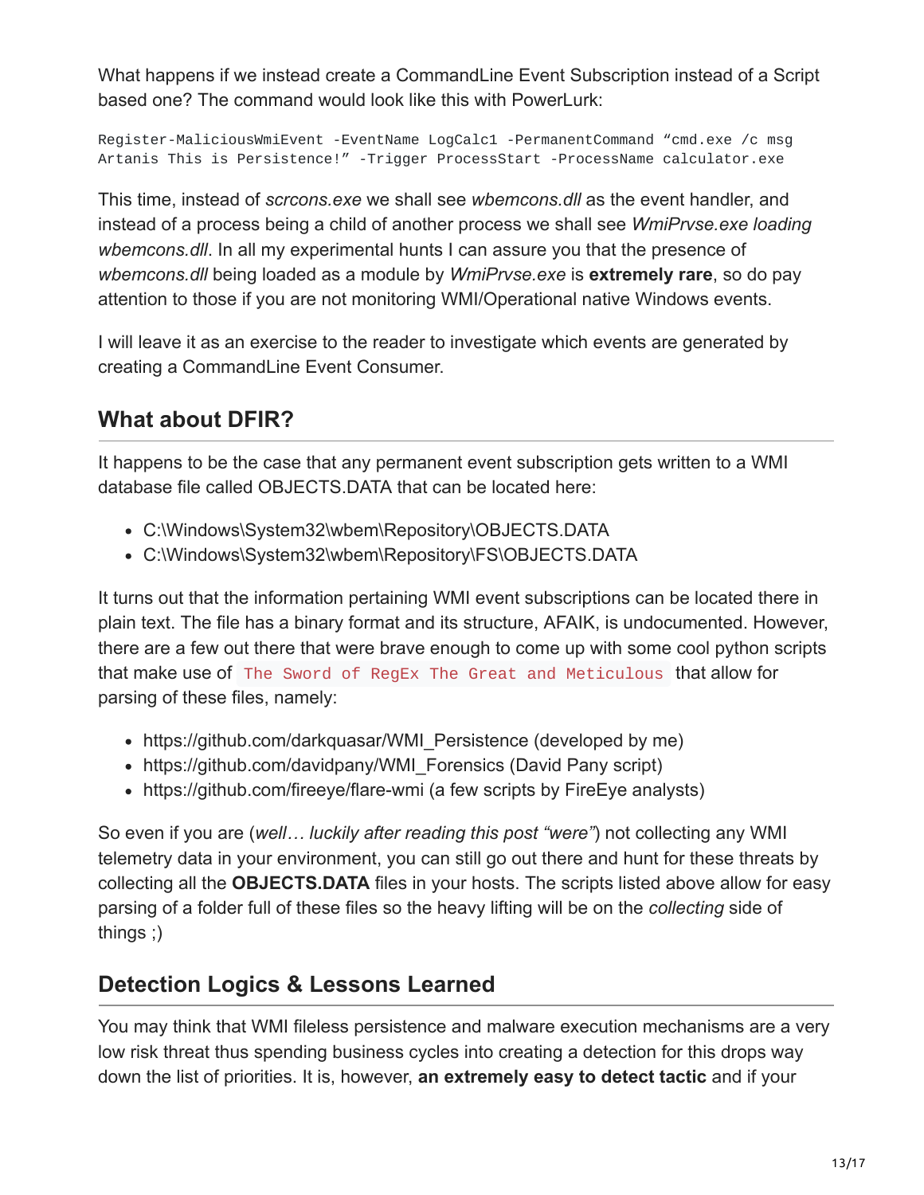What happens if we instead create a CommandLine Event Subscription instead of a Script based one? The command would look like this with PowerLurk:

```
Register-MaliciousWmiEvent -EventName LogCalc1 -PermanentCommand "cmd.exe /c msg Artanis This is Persistence!" -Trigger ProcessStart -ProcessName calculator.exe
```

This time, instead of *scrcons.exe* we shall see *wbemcons.dll* as the event handler, and instead of a process being a child of another process we shall see *WmiPrvse.exe loading wbemcons.dll*. In all my experimental hunts I can assure you that the presence of *wbemcons.dll* being loaded as a module by *WmiPrvse.exe* is **extremely rare**, so do pay attention to those if you are not monitoring WMI/Operational native Windows events.

I will leave it as an exercise to the reader to investigate which events are generated by creating a CommandLine Event Consumer.

## What about DFIR?

It happens to be the case that any permanent event subscription gets written to a WMI database file called OBJECTS.DATA that can be located here:

- C:\Windows\System32\wbem\Repository\OBJECTS.DATA
- C:\Windows\System32\wbem\Repository\FS\OBJECTS.DATA

It turns out that the information pertaining WMI event subscriptions can be located there in plain text. The file has a binary format and its structure, AFAIK, is undocumented. However, there are a few out there that were brave enough to come up with some cool python scripts that make use of `The Sword of RegEx The Great and Meticulous` that allow for parsing of these files, namely:

- https://github.com/darkquasar/WMI_Persistence (developed by me)
- https://github.com/davidpany/WMI_Forensics (David Pany script)
- https://github.com/fireeye/flare-wmi (a few scripts by FireEye analysts)

So even if you are (*well… luckily after reading this post "were"*) not collecting any WMI telemetry data in your environment, you can still go out there and hunt for these threats by collecting all the **OBJECTS.DATA** files in your hosts. The scripts listed above allow for easy parsing of a folder full of these files so the heavy lifting will be on the *collecting* side of things ;)

## Detection Logics & Lessons Learned

You may think that WMI fileless persistence and malware execution mechanisms are a very low risk threat thus spending business cycles into creating a detection for this drops way down the list of priorities. It is, however, **an extremely easy to detect tactic** and if your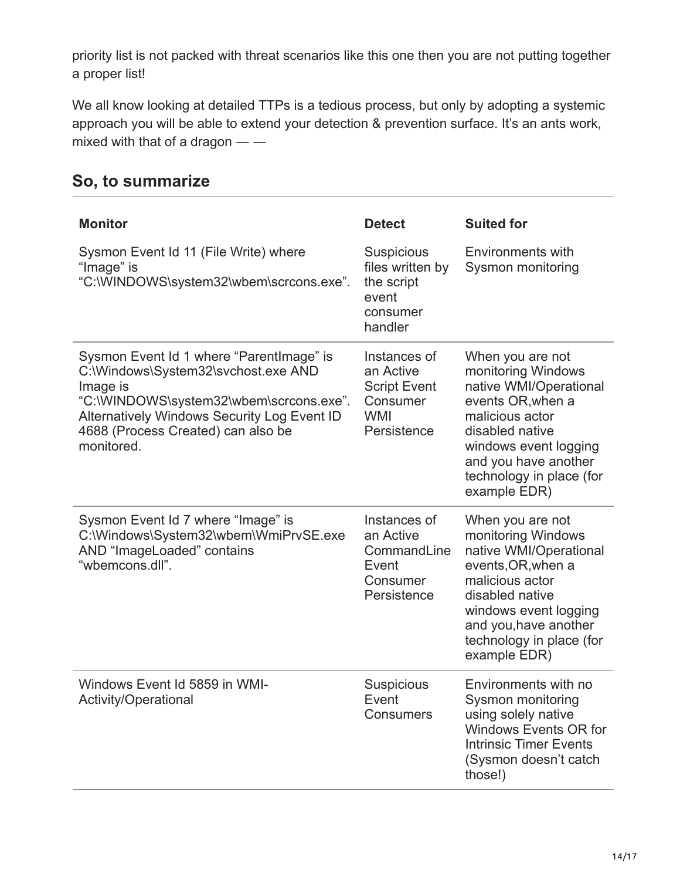priority list is not packed with threat scenarios like this one then you are not putting together a proper list!

We all know looking at detailed TTPs is a tedious process, but only by adopting a systemic approach you will be able to extend your detection & prevention surface. It's an ants work, mixed with that of a dragon — —

## So, to summarize

| Monitor | Detect | Suited for |
|---|---|---|
| Sysmon Event Id 11 (File Write) where "Image" is "C:\WINDOWS\system32\wbem\scrcons.exe". | Suspicious files written by the script event consumer handler | Environments with Sysmon monitoring |
| Sysmon Event Id 1 where "ParentImage" is C:\Windows\System32\svchost.exe AND Image is "C:\WINDOWS\system32\wbem\scrcons.exe". Alternatively Windows Security Log Event ID 4688 (Process Created) can also be monitored. | Instances of an Active Script Event Consumer WMI Persistence | When you are not monitoring Windows native WMI/Operational events OR,when a malicious actor disabled native windows event logging and you have another technology in place (for example EDR) |
| Sysmon Event Id 7 where "Image" is C:\Windows\System32\wbem\WmiPrvSE.exe AND "ImageLoaded" contains "wbemcons.dll". | Instances of an Active CommandLine Event Consumer Persistence | When you are not monitoring Windows native WMI/Operational events,OR,when a malicious actor disabled native windows event logging and you,have another technology in place (for example EDR) |
| Windows Event Id 5859 in WMI-Activity/Operational | Suspicious Event Consumers | Environments with no Sysmon monitoring using solely native Windows Events OR for Intrinsic Timer Events (Sysmon doesn't catch those!) |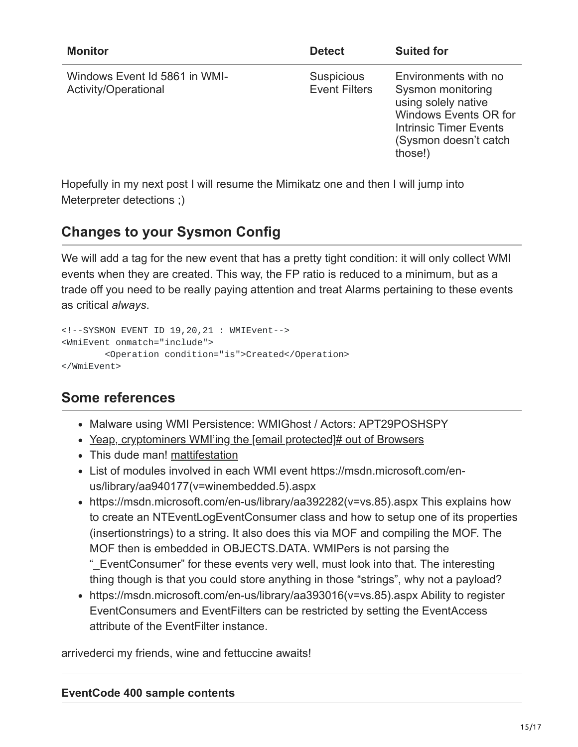| Monitor | Detect | Suited for |
| --- | --- | --- |
| Windows Event Id 5861 in WMI-Activity/Operational | Suspicious Event Filters | Environments with no Sysmon monitoring using solely native Windows Events OR for Intrinsic Timer Events (Sysmon doesn't catch those!) |

Hopefully in my next post I will resume the Mimikatz one and then I will jump into Meterpreter detections ;)

## Changes to your Sysmon Config

We will add a tag for the new event that has a pretty tight condition: it will only collect WMI events when they are created. This way, the FP ratio is reduced to a minimum, but as a trade off you need to be really paying attention and treat Alarms pertaining to these events as critical *always*.

```
<!--SYSMON EVENT ID 19,20,21 : WMIEvent-->
<WmiEvent onmatch="include">
        <Operation condition="is">Created</Operation>
</WmiEvent>
```

## Some references

- Malware using WMI Persistence: WMIGhost / Actors: APT29POSHSPY
- Yeap, cryptominers WMI'ing the [email protected]# out of Browsers
- This dude man! mattifestation
- List of modules involved in each WMI event https://msdn.microsoft.com/en-us/library/aa940177(v=winembedded.5).aspx
- https://msdn.microsoft.com/en-us/library/aa392282(v=vs.85).aspx This explains how to create an NTEventLogEventConsumer class and how to setup one of its properties (insertionstrings) to a string. It also does this via MOF and compiling the MOF. The MOF then is embedded in OBJECTS.DATA. WMIPers is not parsing the "_EventConsumer" for these events very well, must look into that. The interesting thing though is that you could store anything in those "strings", why not a payload?
- https://msdn.microsoft.com/en-us/library/aa393016(v=vs.85).aspx Ability to register EventConsumers and EventFilters can be restricted by setting the EventAccess attribute of the EventFilter instance.

arrivederci my friends, wine and fettuccine awaits!

**EventCode 400 sample contents**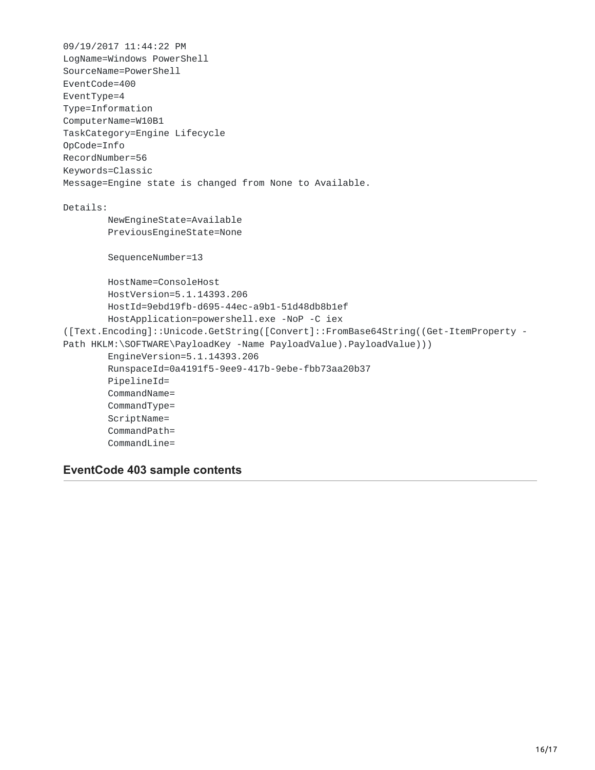```
09/19/2017 11:44:22 PM
LogName=Windows PowerShell
SourceName=PowerShell
EventCode=400
EventType=4
Type=Information
ComputerName=W10B1
TaskCategory=Engine Lifecycle
OpCode=Info
RecordNumber=56
Keywords=Classic
Message=Engine state is changed from None to Available.

Details:
        NewEngineState=Available
        PreviousEngineState=None

        SequenceNumber=13

        HostName=ConsoleHost
        HostVersion=5.1.14393.206
        HostId=9ebd19fb-d695-44ec-a9b1-51d48db8b1ef
        HostApplication=powershell.exe -NoP -C iex
([Text.Encoding]::Unicode.GetString([Convert]::FromBase64String((Get-ItemProperty -
Path HKLM:\SOFTWARE\PayloadKey -Name PayloadValue).PayloadValue)))
        EngineVersion=5.1.14393.206
        RunspaceId=0a4191f5-9ee9-417b-9ebe-fbb73aa20b37
        PipelineId=
        CommandName=
        CommandType=
        ScriptName=
        CommandPath=
        CommandLine=
```

## EventCode 403 sample contents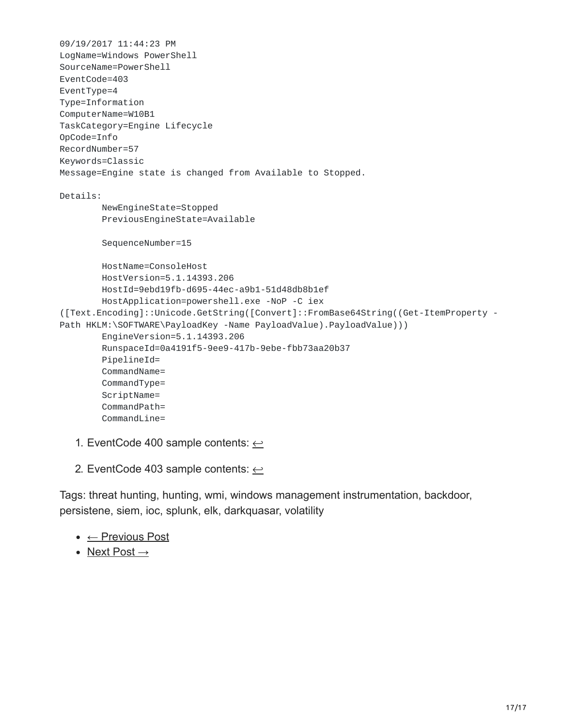```
09/19/2017 11:44:23 PM
LogName=Windows PowerShell
SourceName=PowerShell
EventCode=403
EventType=4
Type=Information
ComputerName=W10B1
TaskCategory=Engine Lifecycle
OpCode=Info
RecordNumber=57
Keywords=Classic
Message=Engine state is changed from Available to Stopped.

Details:
        NewEngineState=Stopped
        PreviousEngineState=Available

        SequenceNumber=15

        HostName=ConsoleHost
        HostVersion=5.1.14393.206
        HostId=9ebd19fb-d695-44ec-a9b1-51d48db8b1ef
        HostApplication=powershell.exe -NoP -C iex
([Text.Encoding]::Unicode.GetString([Convert]::FromBase64String((Get-ItemProperty -
Path HKLM:\SOFTWARE\PayloadKey -Name PayloadValue).PayloadValue)))
        EngineVersion=5.1.14393.206
        RunspaceId=0a4191f5-9ee9-417b-9ebe-fbb73aa20b37
        PipelineId=
        CommandName=
        CommandType=
        ScriptName=
        CommandPath=
        CommandLine=
```

1. EventCode 400 sample contents: ↩
2. EventCode 403 sample contents: ↩

Tags: threat hunting, hunting, wmi, windows management instrumentation, backdoor, persistene, siem, ioc, splunk, elk, darkquasar, volatility

- ← Previous Post
- Next Post →